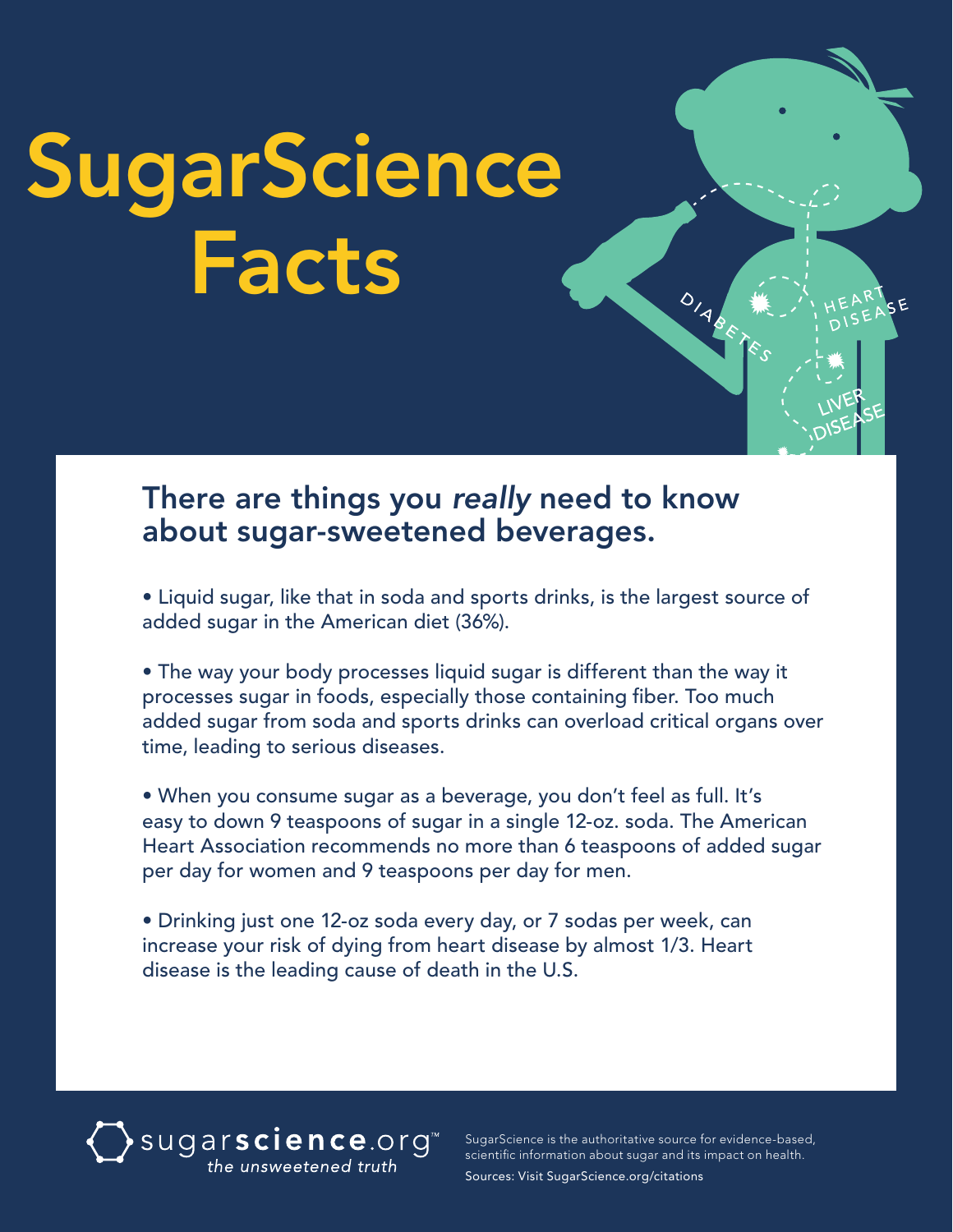# SugarScience Facts

## There are things you *really* need to know about sugar-sweetened beverages.

- Liquid sugar, like that in soda and sports drinks, is the largest source of added sugar in the American diet (36%).

- The way your body processes liquid sugar is different than the way it processes sugar in foods, especially those containing fiber. Too much added sugar from soda and sports drinks can overload critical organs over time, leading to serious diseases.

- When you consume sugar as a beverage, you don't feel as full. It's easy to down 9 teaspoons of sugar in a single 12-oz. soda. The American Heart Association recommends no more than 6 teaspoons of added sugar per day for women and 9 teaspoons per day for men.

- Drinking just one 12-oz soda every day, or 7 sodas per week, can increase your risk of dying from heart disease by almost 1/3. Heart disease is the leading cause of death in the U.S.

sugarscience.org™
*the unsweetened truth*

SugarScience is the authoritative source for evidence-based, scientific information about sugar and its impact on health.

Sources: Visit SugarScience.org/citations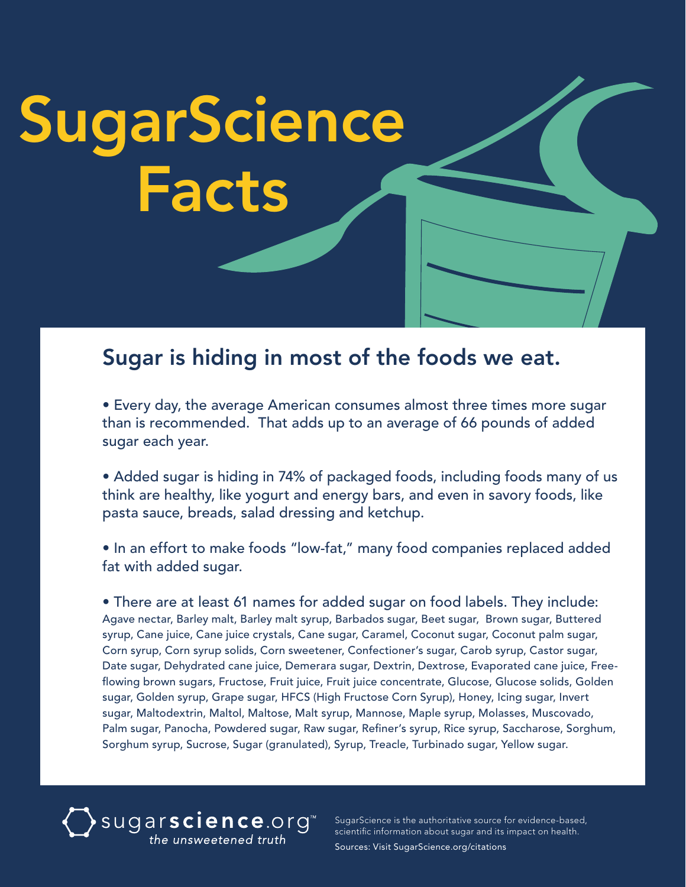# SugarScience Facts

## Sugar is hiding in most of the foods we eat.

- Every day, the average American consumes almost three times more sugar than is recommended. That adds up to an average of 66 pounds of added sugar each year.

- Added sugar is hiding in 74% of packaged foods, including foods many of us think are healthy, like yogurt and energy bars, and even in savory foods, like pasta sauce, breads, salad dressing and ketchup.

- In an effort to make foods "low-fat," many food companies replaced added fat with added sugar.

- There are at least 61 names for added sugar on food labels. They include: Agave nectar, Barley malt, Barley malt syrup, Barbados sugar, Beet sugar, Brown sugar, Buttered syrup, Cane juice, Cane juice crystals, Cane sugar, Caramel, Coconut sugar, Coconut palm sugar, Corn syrup, Corn syrup solids, Corn sweetener, Confectioner's sugar, Carob syrup, Castor sugar, Date sugar, Dehydrated cane juice, Demerara sugar, Dextrin, Dextrose, Evaporated cane juice, Free-flowing brown sugars, Fructose, Fruit juice, Fruit juice concentrate, Glucose, Glucose solids, Golden sugar, Golden syrup, Grape sugar, HFCS (High Fructose Corn Syrup), Honey, Icing sugar, Invert sugar, Maltodextrin, Maltol, Maltose, Malt syrup, Mannose, Maple syrup, Molasses, Muscovado, Palm sugar, Panocha, Powdered sugar, Raw sugar, Refiner's syrup, Rice syrup, Saccharose, Sorghum, Sorghum syrup, Sucrose, Sugar (granulated), Syrup, Treacle, Turbinado sugar, Yellow sugar.

sugarscience.org™
*the unsweetened truth*

SugarScience is the authoritative source for evidence-based, scientific information about sugar and its impact on health.

Sources: Visit SugarScience.org/citations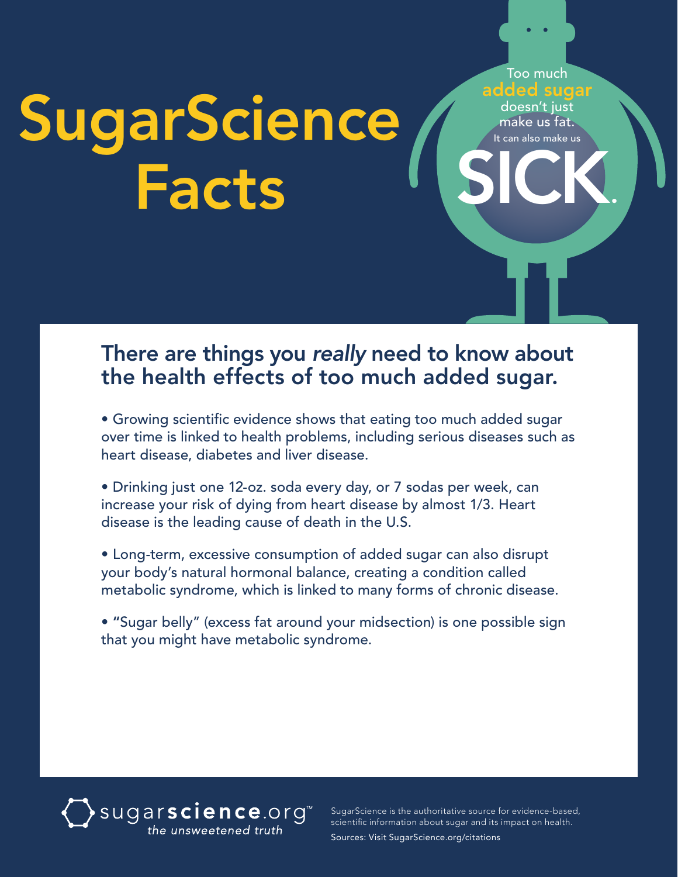# SugarScience Facts

Too much **added sugar** doesn't just make us fat. It can also make us **SICK.**

## There are things you *really* need to know about the health effects of too much added sugar.

- Growing scientific evidence shows that eating too much added sugar over time is linked to health problems, including serious diseases such as heart disease, diabetes and liver disease.
- Drinking just one 12-oz. soda every day, or 7 sodas per week, can increase your risk of dying from heart disease by almost 1/3. Heart disease is the leading cause of death in the U.S.
- Long-term, excessive consumption of added sugar can also disrupt your body's natural hormonal balance, creating a condition called metabolic syndrome, which is linked to many forms of chronic disease.
- "Sugar belly" (excess fat around your midsection) is one possible sign that you might have metabolic syndrome.

sugar**science**.org™ *the unsweetened truth*

SugarScience is the authoritative source for evidence-based, scientific information about sugar and its impact on health.

Sources: Visit SugarScience.org/citations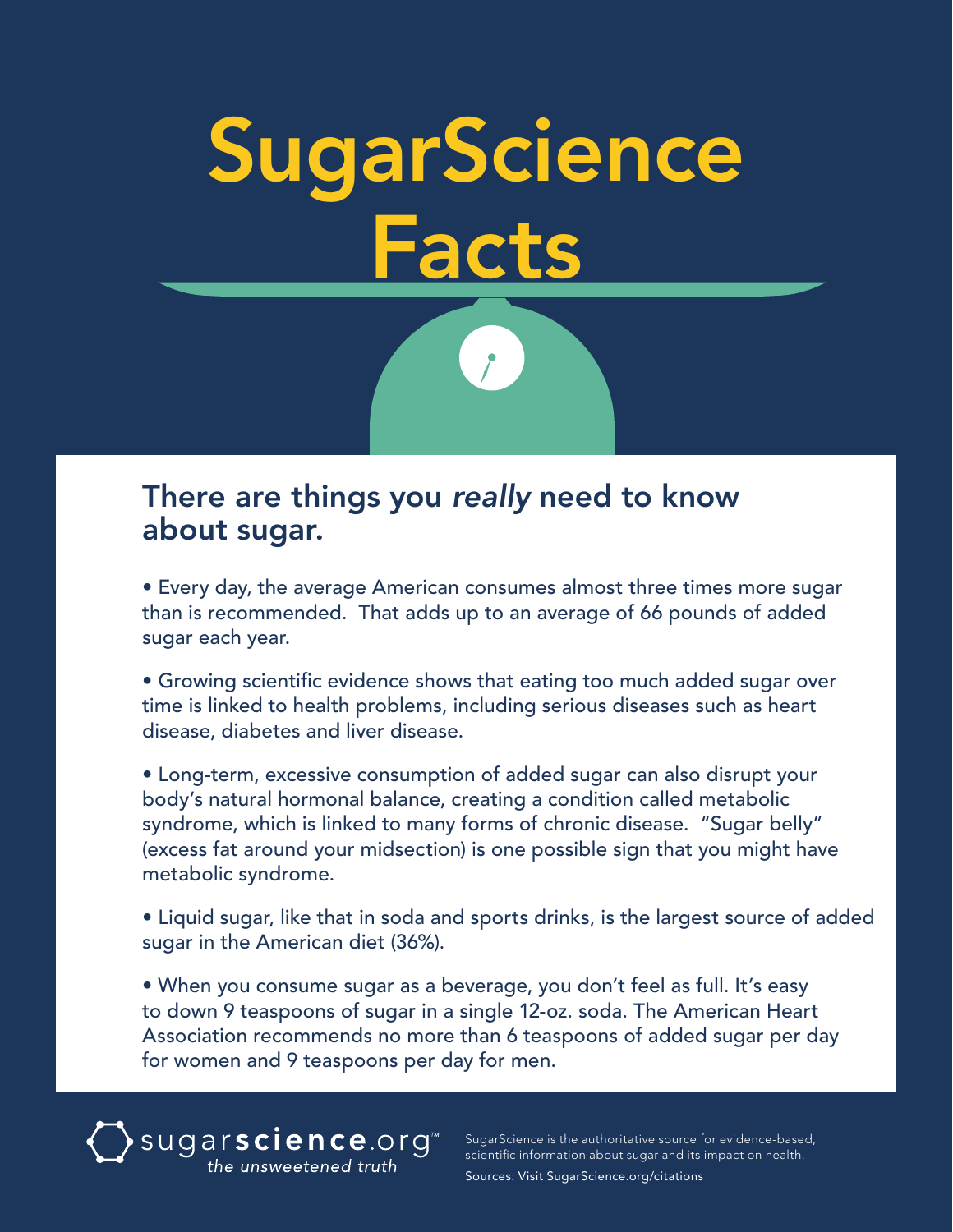# SugarScience Facts

## There are things you *really* need to know about sugar.

- Every day, the average American consumes almost three times more sugar than is recommended. That adds up to an average of 66 pounds of added sugar each year.

- Growing scientific evidence shows that eating too much added sugar over time is linked to health problems, including serious diseases such as heart disease, diabetes and liver disease.

- Long-term, excessive consumption of added sugar can also disrupt your body's natural hormonal balance, creating a condition called metabolic syndrome, which is linked to many forms of chronic disease. "Sugar belly" (excess fat around your midsection) is one possible sign that you might have metabolic syndrome.

- Liquid sugar, like that in soda and sports drinks, is the largest source of added sugar in the American diet (36%).

- When you consume sugar as a beverage, you don't feel as full. It's easy to down 9 teaspoons of sugar in a single 12-oz. soda. The American Heart Association recommends no more than 6 teaspoons of added sugar per day for women and 9 teaspoons per day for men.

sugarscience.org™
*the unsweetened truth*

SugarScience is the authoritative source for evidence-based, scientific information about sugar and its impact on health.

Sources: Visit SugarScience.org/citations